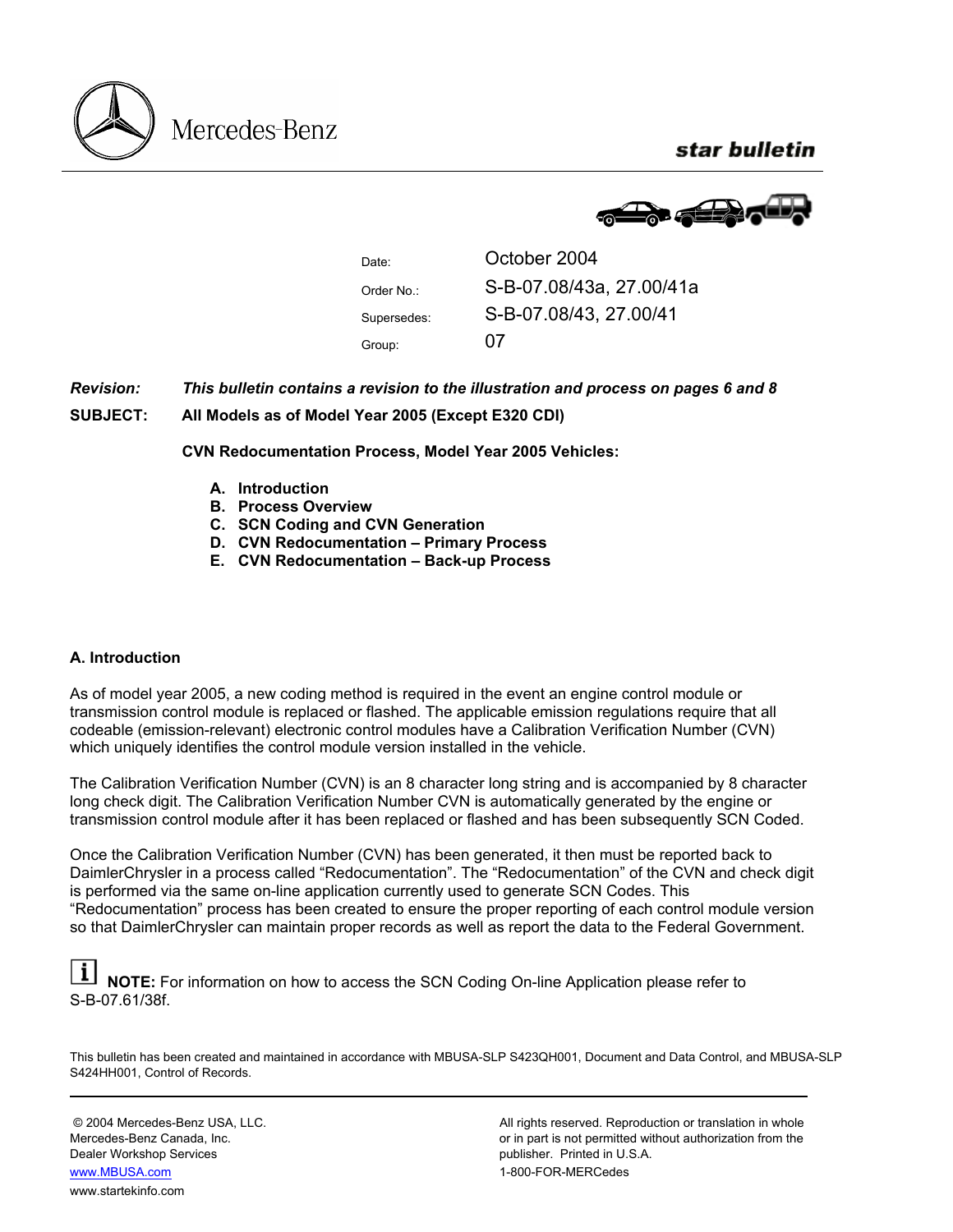Mercedes-Benz

**star bulletin**

| | |
|---|---|
| Date: | October 2004 |
| Order No.: | S-B-07.08/43a, 27.00/41a |
| Supersedes: | S-B-07.08/43, 27.00/41 |
| Group: | 07 |

***Revision:*** ***This bulletin contains a revision to the illustration and process on pages 6 and 8***

**SUBJECT:** **All Models as of Model Year 2005 (Except E320 CDI)**

**CVN Redocumentation Process, Model Year 2005 Vehicles:**

**A. Introduction**
**B. Process Overview**
**C. SCN Coding and CVN Generation**
**D. CVN Redocumentation – Primary Process**
**E. CVN Redocumentation – Back-up Process**

## A. Introduction

As of model year 2005, a new coding method is required in the event an engine control module or transmission control module is replaced or flashed. The applicable emission regulations require that all codeable (emission-relevant) electronic control modules have a Calibration Verification Number (CVN) which uniquely identifies the control module version installed in the vehicle.

The Calibration Verification Number (CVN) is an 8 character long string and is accompanied by 8 character long check digit. The Calibration Verification Number CVN is automatically generated by the engine or transmission control module after it has been replaced or flashed and has been subsequently SCN Coded.

Once the Calibration Verification Number (CVN) has been generated, it then must be reported back to DaimlerChrysler in a process called "Redocumentation". The "Redocumentation" of the CVN and check digit is performed via the same on-line application currently used to generate SCN Codes. This "Redocumentation" process has been created to ensure the proper reporting of each control module version so that DaimlerChrysler can maintain proper records as well as report the data to the Federal Government.

**NOTE:** For information on how to access the SCN Coding On-line Application please refer to S-B-07.61/38f.

This bulletin has been created and maintained in accordance with MBUSA-SLP S423QH001, Document and Data Control, and MBUSA-SLP S424HH001, Control of Records.

© 2004 Mercedes-Benz USA, LLC.
Mercedes-Benz Canada, Inc.
Dealer Workshop Services
www.MBUSA.com
www.startekinfo.com

All rights reserved. Reproduction or translation in whole or in part is not permitted without authorization from the publisher. Printed in U.S.A.
1-800-FOR-MERCedes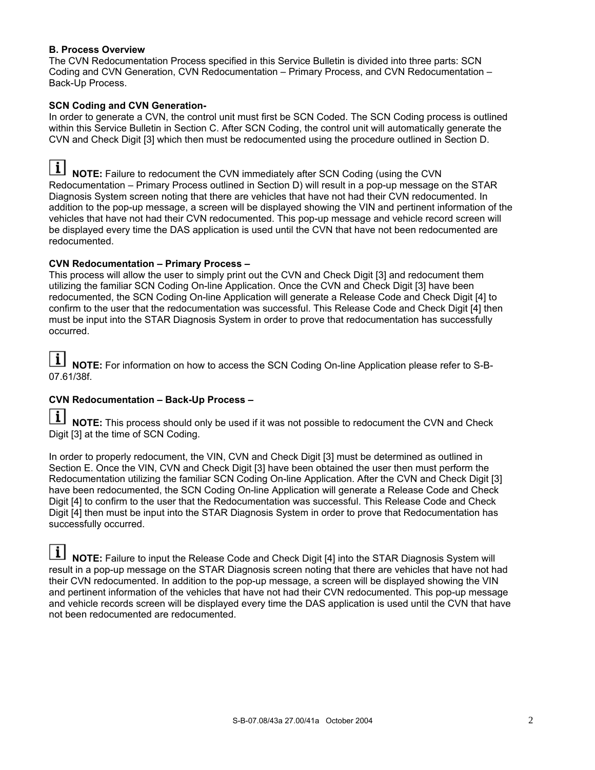**B. Process Overview**
The CVN Redocumentation Process specified in this Service Bulletin is divided into three parts: SCN Coding and CVN Generation, CVN Redocumentation – Primary Process, and CVN Redocumentation – Back-Up Process.

**SCN Coding and CVN Generation-**
In order to generate a CVN, the control unit must first be SCN Coded. The SCN Coding process is outlined within this Service Bulletin in Section C. After SCN Coding, the control unit will automatically generate the CVN and Check Digit [3] which then must be redocumented using the procedure outlined in Section D.

**NOTE:** Failure to redocument the CVN immediately after SCN Coding (using the CVN Redocumentation – Primary Process outlined in Section D) will result in a pop-up message on the STAR Diagnosis System screen noting that there are vehicles that have not had their CVN redocumented. In addition to the pop-up message, a screen will be displayed showing the VIN and pertinent information of the vehicles that have not had their CVN redocumented. This pop-up message and vehicle record screen will be displayed every time the DAS application is used until the CVN that have not been redocumented are redocumented.

**CVN Redocumentation – Primary Process –**
This process will allow the user to simply print out the CVN and Check Digit [3] and redocument them utilizing the familiar SCN Coding On-line Application. Once the CVN and Check Digit [3] have been redocumented, the SCN Coding On-line Application will generate a Release Code and Check Digit [4] to confirm to the user that the redocumentation was successful. This Release Code and Check Digit [4] then must be input into the STAR Diagnosis System in order to prove that redocumentation has successfully occurred.

**NOTE:** For information on how to access the SCN Coding On-line Application please refer to S-B-07.61/38f.

**CVN Redocumentation – Back-Up Process –**

**NOTE:** This process should only be used if it was not possible to redocument the CVN and Check Digit [3] at the time of SCN Coding.

In order to properly redocument, the VIN, CVN and Check Digit [3] must be determined as outlined in Section E. Once the VIN, CVN and Check Digit [3] have been obtained the user then must perform the Redocumentation utilizing the familiar SCN Coding On-line Application. After the CVN and Check Digit [3] have been redocumented, the SCN Coding On-line Application will generate a Release Code and Check Digit [4] to confirm to the user that the Redocumentation was successful. This Release Code and Check Digit [4] then must be input into the STAR Diagnosis System in order to prove that Redocumentation has successfully occurred.

**NOTE:** Failure to input the Release Code and Check Digit [4] into the STAR Diagnosis System will result in a pop-up message on the STAR Diagnosis screen noting that there are vehicles that have not had their CVN redocumented. In addition to the pop-up message, a screen will be displayed showing the VIN and pertinent information of the vehicles that have not had their CVN redocumented. This pop-up message and vehicle records screen will be displayed every time the DAS application is used until the CVN that have not been redocumented are redocumented.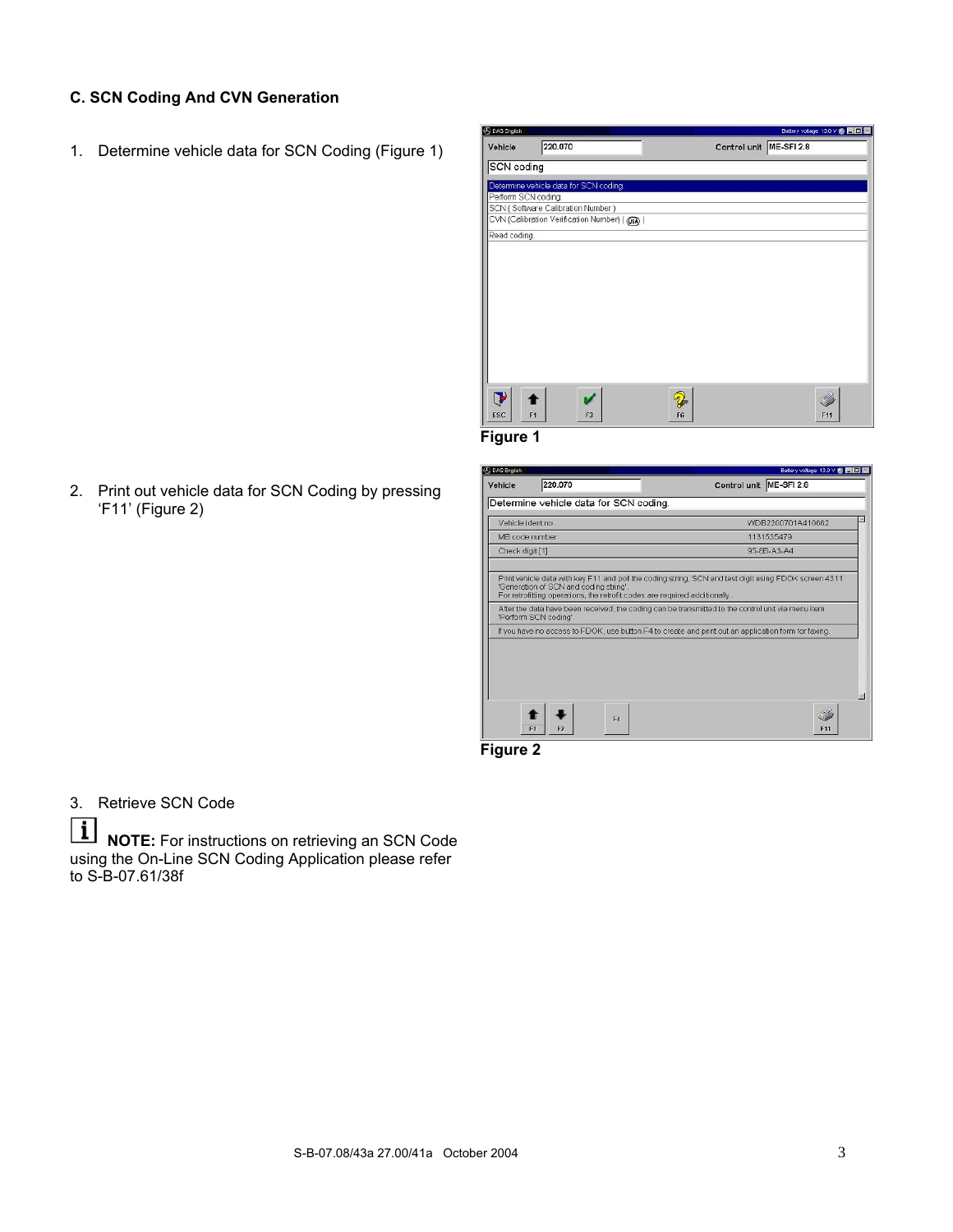### C. SCN Coding And CVN Generation

1. Determine vehicle data for SCN Coding (Figure 1)

Figure 1

2. Print out vehicle data for SCN Coding by pressing 'F11' (Figure 2)

Figure 2

3. Retrieve SCN Code

**NOTE:** For instructions on retrieving an SCN Code using the On-Line SCN Coding Application please refer to S-B-07.61/38f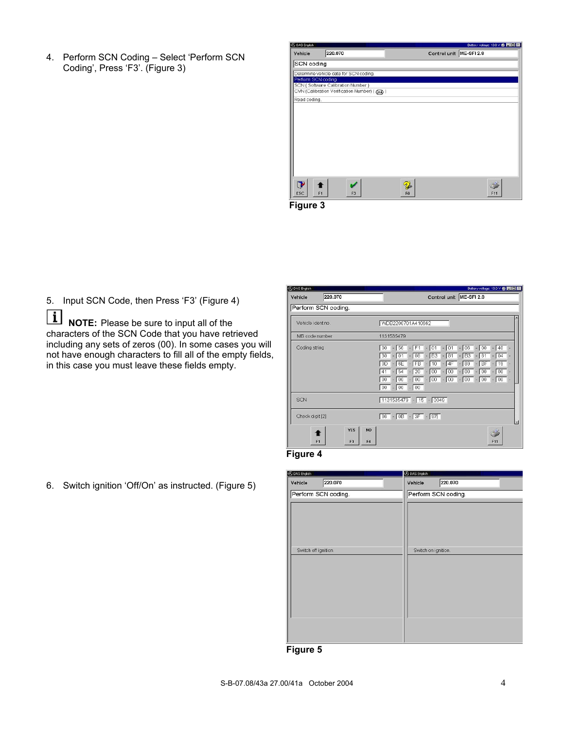4. Perform SCN Coding – Select 'Perform SCN Coding', Press 'F3'. (Figure 3)

Figure 3

5. Input SCN Code, then Press 'F3' (Figure 4)

**NOTE:** Please be sure to input all of the characters of the SCN Code that you have retrieved including any sets of zeros (00). In some cases you will not have enough characters to fill all of the empty fields, in this case you must leave these fields empty.

Figure 4

6. Switch ignition 'Off/On' as instructed. (Figure 5)

Figure 5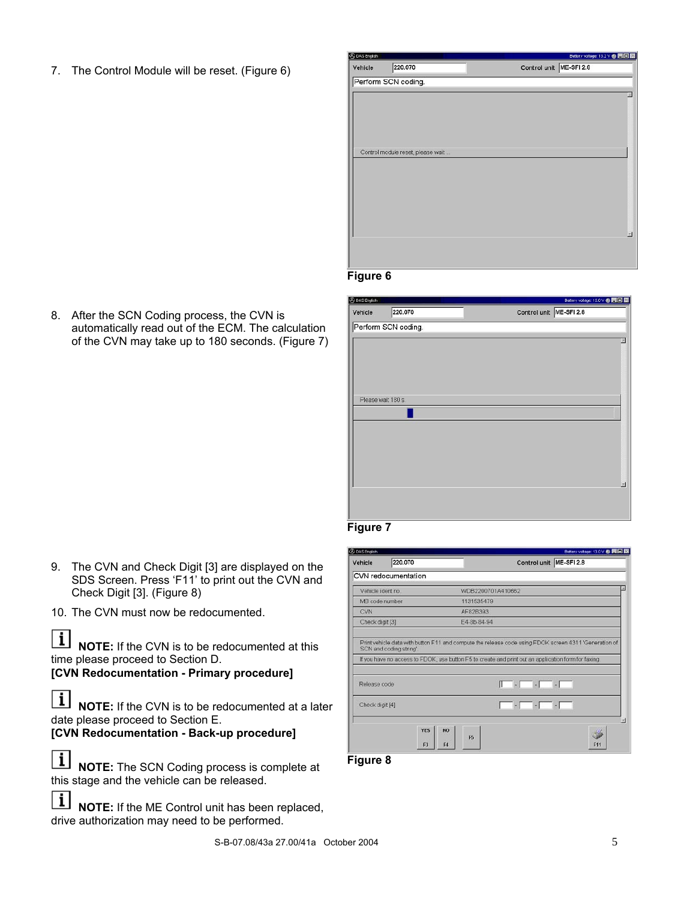7. The Control Module will be reset. (Figure 6)

Figure 6

8. After the SCN Coding process, the CVN is automatically read out of the ECM. The calculation of the CVN may take up to 180 seconds. (Figure 7)

Figure 7

9. The CVN and Check Digit [3] are displayed on the SDS Screen. Press 'F11' to print out the CVN and Check Digit [3]. (Figure 8)

10. The CVN must now be redocumented.

**NOTE:** If the CVN is to be redocumented at this time please proceed to Section D.
**[CVN Redocumentation - Primary procedure]**

**NOTE:** If the CVN is to be redocumented at a later date please proceed to Section E.
**[CVN Redocumentation - Back-up procedure]**

**NOTE:** The SCN Coding process is complete at this stage and the vehicle can be released.

**NOTE:** If the ME Control unit has been replaced, drive authorization may need to be performed.

Figure 8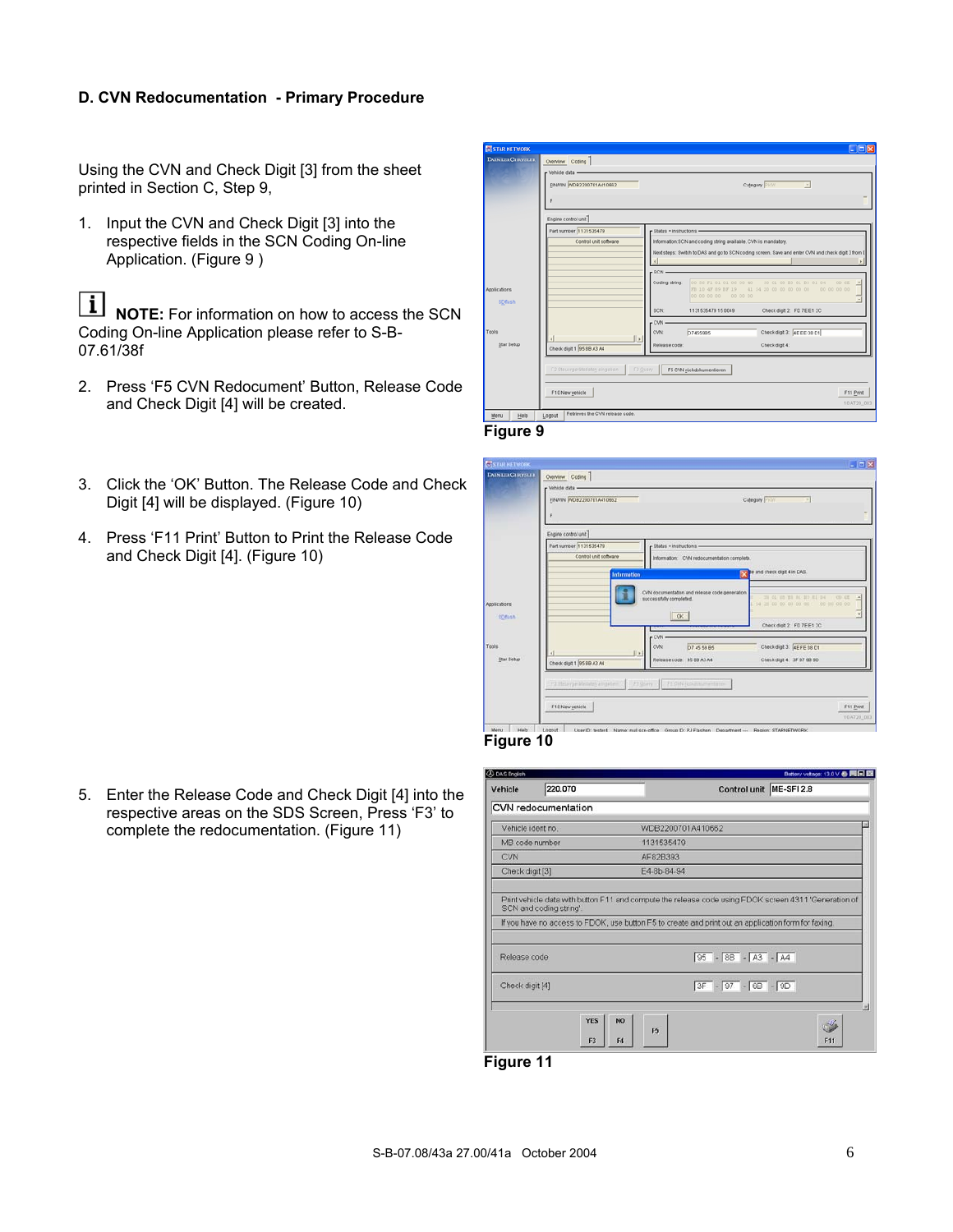## D. CVN Redocumentation - Primary Procedure

Using the CVN and Check Digit [3] from the sheet printed in Section C, Step 9,

1. Input the CVN and Check Digit [3] into the respective fields in the SCN Coding On-line Application. (Figure 9 )

**NOTE:** For information on how to access the SCN Coding On-line Application please refer to S-B-07.61/38f

2. Press 'F5 CVN Redocument' Button, Release Code and Check Digit [4] will be created.

Figure 9

3. Click the 'OK' Button. The Release Code and Check Digit [4] will be displayed. (Figure 10)

4. Press 'F11 Print' Button to Print the Release Code and Check Digit [4]. (Figure 10)

Figure 10

5. Enter the Release Code and Check Digit [4] into the respective areas on the SDS Screen, Press 'F3' to complete the redocumentation. (Figure 11)

Figure 11

S-B-07.08/43a 27.00/41a October 2004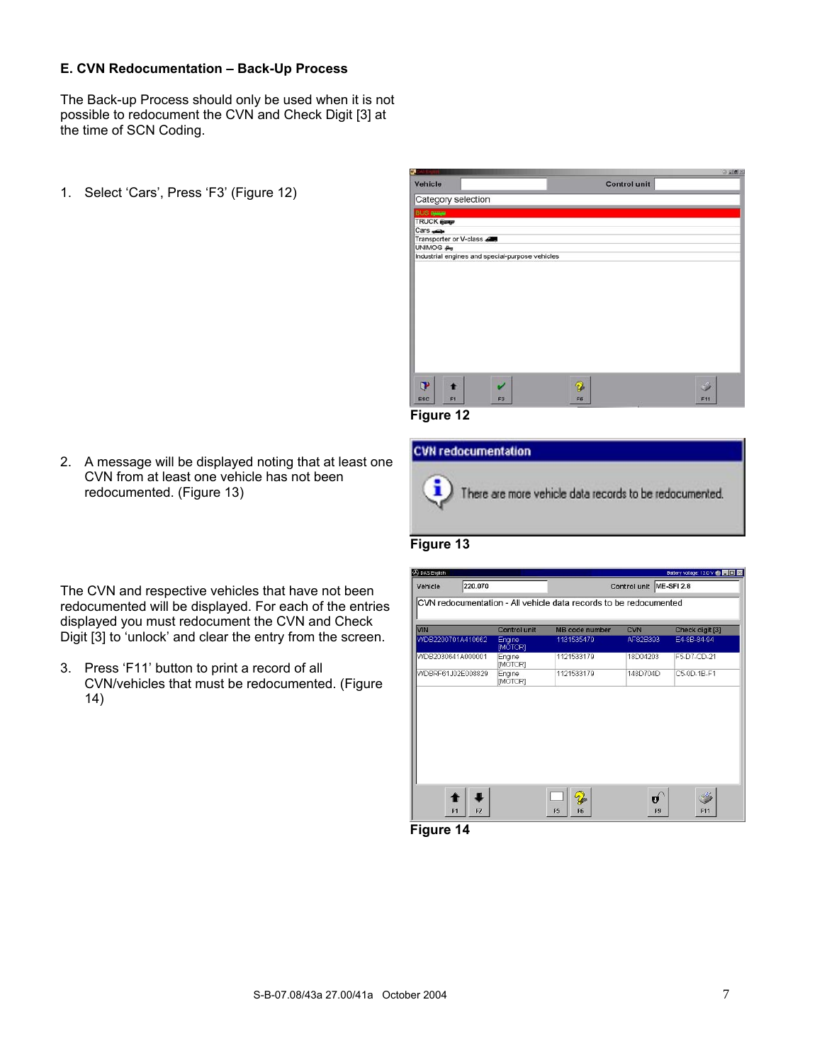**E. CVN Redocumentation – Back-Up Process**

The Back-up Process should only be used when it is not possible to redocument the CVN and Check Digit [3] at the time of SCN Coding.

1. Select 'Cars', Press 'F3' (Figure 12)

Figure 12

2. A message will be displayed noting that at least one CVN from at least one vehicle has not been redocumented. (Figure 13)

Figure 13

The CVN and respective vehicles that have not been redocumented will be displayed. For each of the entries displayed you must redocument the CVN and Check Digit [3] to 'unlock' and clear the entry from the screen.

3. Press 'F11' button to print a record of all CVN/vehicles that must be redocumented. (Figure 14)

Figure 14

S-B-07.08/43a 27.00/41a October 2004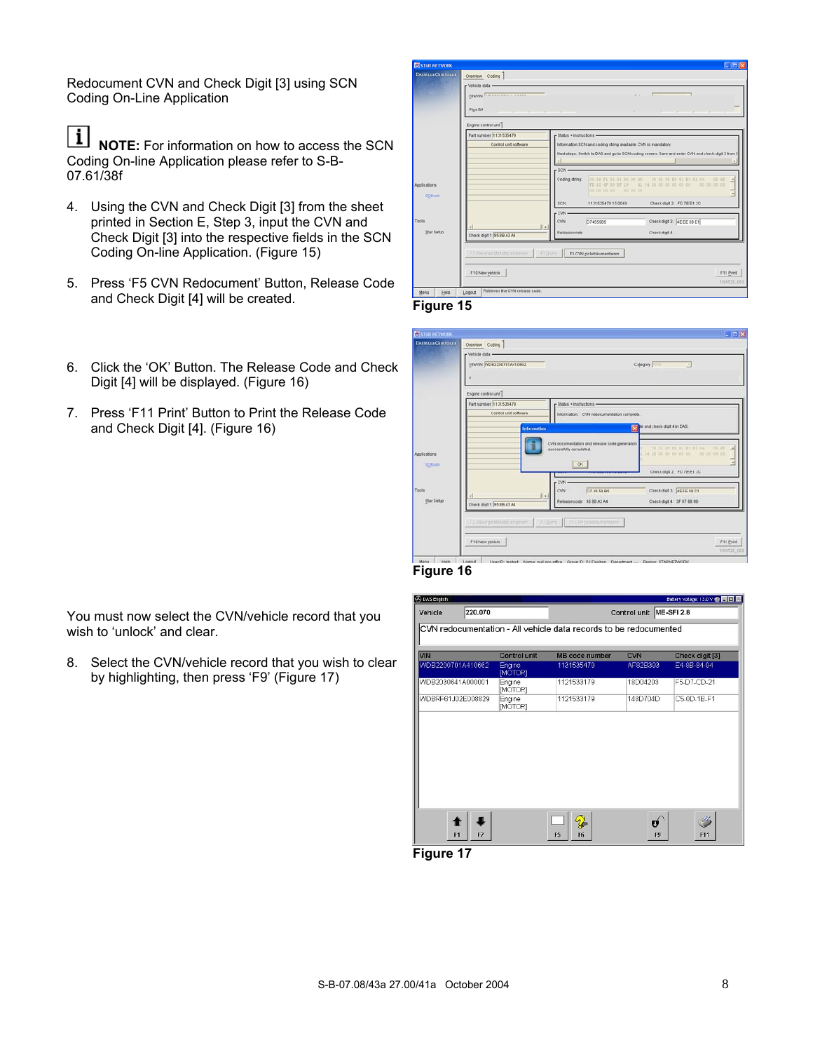Redocument CVN and Check Digit [3] using SCN Coding On-Line Application

**NOTE:** For information on how to access the SCN Coding On-line Application please refer to S-B-07.61/38f

4. Using the CVN and Check Digit [3] from the sheet printed in Section E, Step 3, input the CVN and Check Digit [3] into the respective fields in the SCN Coding On-line Application. (Figure 15)

5. Press 'F5 CVN Redocument' Button, Release Code and Check Digit [4] will be created.

Figure 15

6. Click the 'OK' Button. The Release Code and Check Digit [4] will be displayed. (Figure 16)

7. Press 'F11 Print' Button to Print the Release Code and Check Digit [4]. (Figure 16)

Figure 16

You must now select the CVN/vehicle record that you wish to 'unlock' and clear.

8. Select the CVN/vehicle record that you wish to clear by highlighting, then press 'F9' (Figure 17)

Figure 17

S-B-07.08/43a 27.00/41a October 2004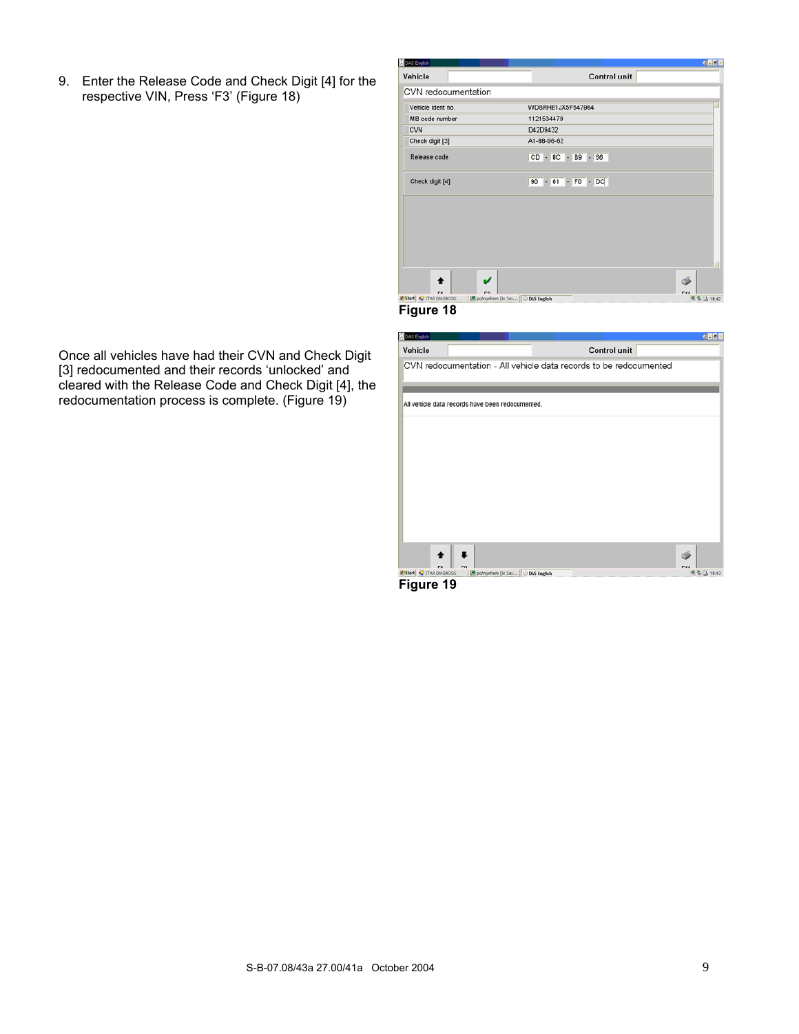9. Enter the Release Code and Check Digit [4] for the respective VIN, Press 'F3' (Figure 18)

**Figure 18**

Once all vehicles have had their CVN and Check Digit [3] redocumented and their records 'unlocked' and cleared with the Release Code and Check Digit [4], the redocumentation process is complete. (Figure 19)

**Figure 19**

S-B-07.08/43a 27.00/41a October 2004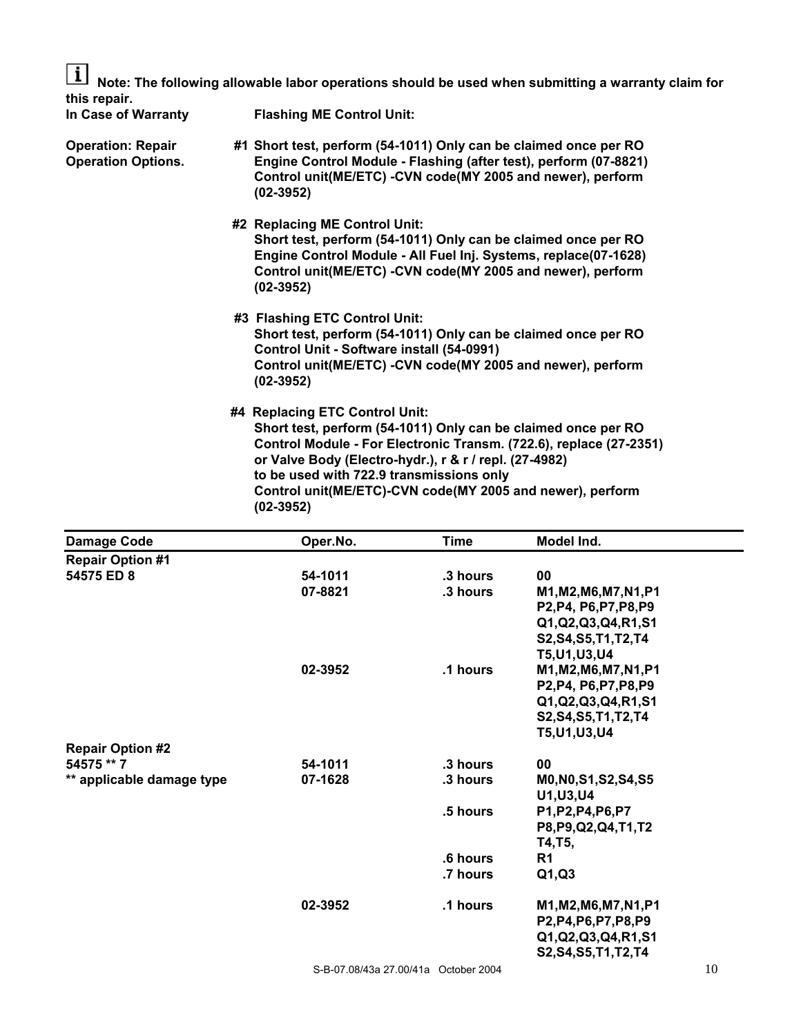**Note: The following allowable labor operations should be used when submitting a warranty claim for this repair.**

**In Case of Warranty** — **Flashing ME Control Unit:**

**Operation: Repair Operation Options.**

**#1 Short test, perform (54-1011) Only can be claimed once per RO**
**Engine Control Module - Flashing (after test), perform (07-8821)**
**Control unit(ME/ETC) -CVN code(MY 2005 and newer), perform (02-3952)**

**#2 Replacing ME Control Unit:**
**Short test, perform (54-1011) Only can be claimed once per RO**
**Engine Control Module - All Fuel Inj. Systems, replace(07-1628)**
**Control unit(ME/ETC) -CVN code(MY 2005 and newer), perform (02-3952)**

**#3 Flashing ETC Control Unit:**
**Short test, perform (54-1011) Only can be claimed once per RO**
**Control Unit - Software install (54-0991)**
**Control unit(ME/ETC) -CVN code(MY 2005 and newer), perform (02-3952)**

**#4 Replacing ETC Control Unit:**
**Short test, perform (54-1011) Only can be claimed once per RO**
**Control Module - For Electronic Transm. (722.6), replace (27-2351)**
**or Valve Body (Electro-hydr.), r & r / repl. (27-4982)**
**to be used with 722.9 transmissions only**
**Control unit(ME/ETC)-CVN code(MY 2005 and newer), perform (02-3952)**

| Damage Code | Oper.No. | Time | Model Ind. |
|---|---|---|---|
| **Repair Option #1** | | | |
| **54575 ED 8** | **54-1011** | **.3 hours** | **00** |
| | **07-8821** | **.3 hours** | **M1,M2,M6,M7,N1,P1 P2,P4, P6,P7,P8,P9 Q1,Q2,Q3,Q4,R1,S1 S2,S4,S5,T1,T2,T4 T5,U1,U3,U4** |
| | **02-3952** | **.1 hours** | **M1,M2,M6,M7,N1,P1 P2,P4, P6,P7,P8,P9 Q1,Q2,Q3,Q4,R1,S1 S2,S4,S5,T1,T2,T4 T5,U1,U3,U4** |
| **Repair Option #2** | | | |
| **54575 ** 7** | **54-1011** | **.3 hours** | **00** |
| **** applicable damage type** | **07-1628** | **.3 hours** | **M0,N0,S1,S2,S4,S5 U1,U3,U4** |
| | | **.5 hours** | **P1,P2,P4,P6,P7 P8,P9,Q2,Q4,T1,T2 T4,T5,** |
| | | **.6 hours** | **R1** |
| | | **.7 hours** | **Q1,Q3** |
| | **02-3952** | **.1 hours** | **M1,M2,M6,M7,N1,P1 P2,P4,P6,P7,P8,P9 Q1,Q2,Q3,Q4,R1,S1 S2,S4,S5,T1,T2,T4** |

S-B-07.08/43a 27.00/41a October 2004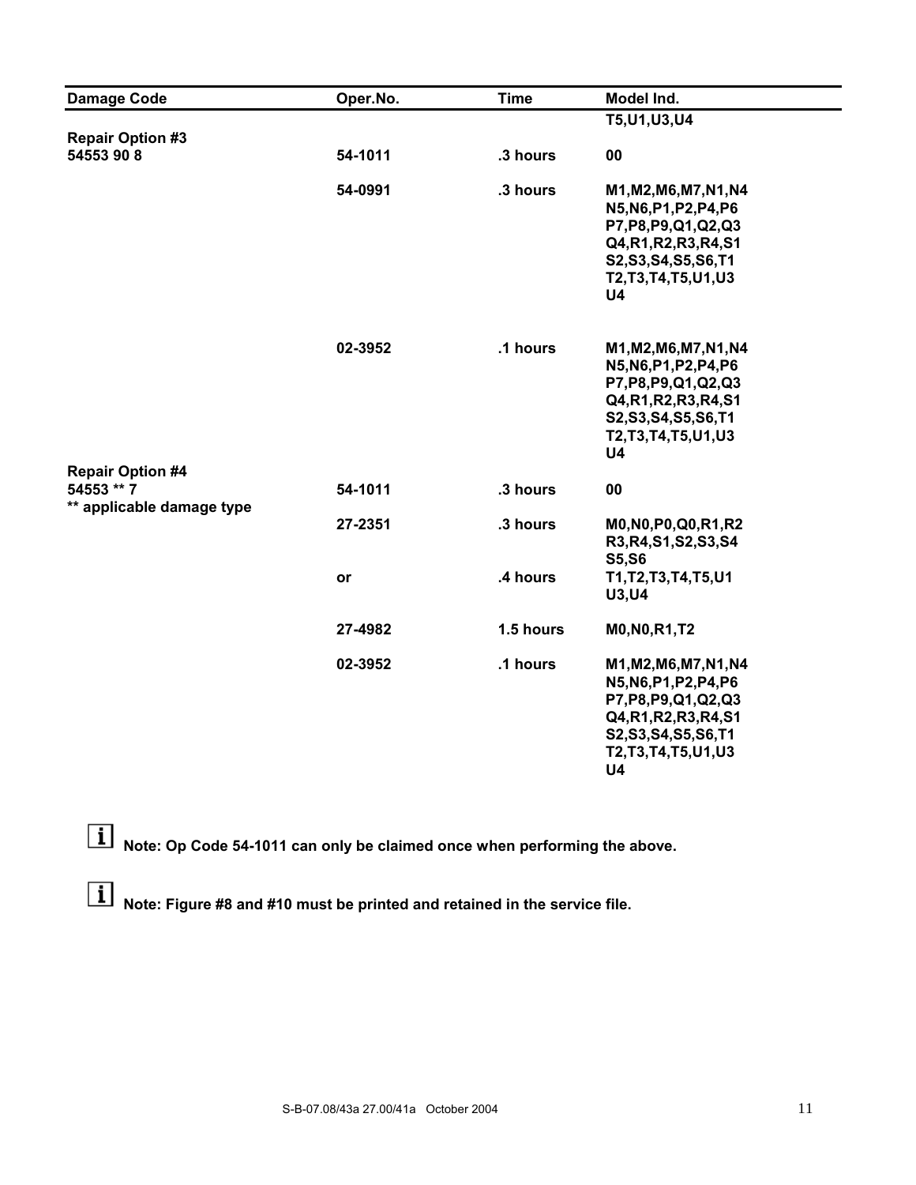| Damage Code | Oper.No. | Time | Model Ind. |
|---|---|---|---|
| | | | T5,U1,U3,U4 |
| **Repair Option #3** | | | |
| 54553 90 8 | 54-1011 | .3 hours | 00 |
| | 54-0991 | .3 hours | M1,M2,M6,M7,N1,N4 N5,N6,P1,P2,P4,P6 P7,P8,P9,Q1,Q2,Q3 Q4,R1,R2,R3,R4,S1 S2,S3,S4,S5,S6,T1 T2,T3,T4,T5,U1,U3 U4 |
| | 02-3952 | .1 hours | M1,M2,M6,M7,N1,N4 N5,N6,P1,P2,P4,P6 P7,P8,P9,Q1,Q2,Q3 Q4,R1,R2,R3,R4,S1 S2,S3,S4,S5,S6,T1 T2,T3,T4,T5,U1,U3 U4 |
| **Repair Option #4** | | | |
| 54553 ** 7 | 54-1011 | .3 hours | 00 |
| ** applicable damage type | 27-2351 | .3 hours | M0,N0,P0,Q0,R1,R2 R3,R4,S1,S2,S3,S4 S5,S6 |
| | or | .4 hours | T1,T2,T3,T4,T5,U1 U3,U4 |
| | 27-4982 | 1.5 hours | M0,N0,R1,T2 |
| | 02-3952 | .1 hours | M1,M2,M6,M7,N1,N4 N5,N6,P1,P2,P4,P6 P7,P8,P9,Q1,Q2,Q3 Q4,R1,R2,R3,R4,S1 S2,S3,S4,S5,S6,T1 T2,T3,T4,T5,U1,U3 U4 |

**Note: Op Code 54-1011 can only be claimed once when performing the above.**

**Note: Figure #8 and #10 must be printed and retained in the service file.**

S-B-07.08/43a 27.00/41a October 2004